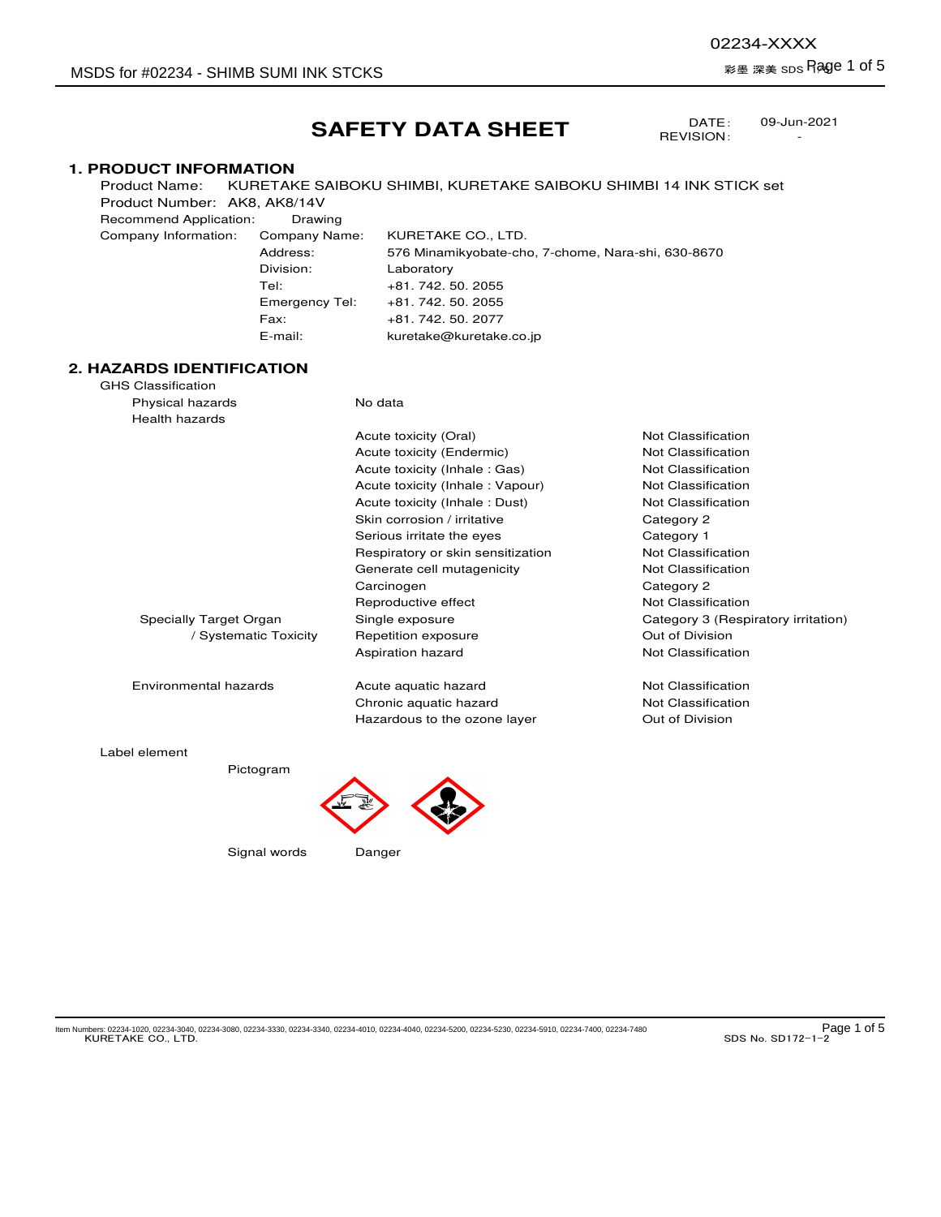# SAFETY DATA SHEET

DATE: 09-Jun-2021
REVISION: -

## 1. PRODUCT INFORMATION

Product Name: KURETAKE SAIBOKU SHIMBI, KURETAKE SAIBOKU SHIMBI 14 INK STICK set

Product Number: AK8, AK8/14V

Recommend Application: Drawing

Company Information:

| | |
|---|---|
| Company Name: | KURETAKE CO., LTD. |
| Address: | 576 Minamikyobate-cho, 7-chome, Nara-shi, 630-8670 |
| Division: | Laboratory |
| Tel: | +81. 742. 50. 2055 |
| Emergency Tel: | +81. 742. 50. 2055 |
| Fax: | +81. 742. 50. 2077 |
| E-mail: | kuretake@kuretake.co.jp |

## 2. HAZARDS IDENTIFICATION

GHS Classification

| | | |
|---|---|---|
| Physical hazards | No data | |
| Health hazards | Acute toxicity (Oral) | Not Classification |
| | Acute toxicity (Endermic) | Not Classification |
| | Acute toxicity (Inhale : Gas) | Not Classification |
| | Acute toxicity (Inhale : Vapour) | Not Classification |
| | Acute toxicity (Inhale : Dust) | Not Classification |
| | Skin corrosion / irritative | Category 2 |
| | Serious irritate the eyes | Category 1 |
| | Respiratory or skin sensitization | Not Classification |
| | Generate cell mutagenicity | Not Classification |
| | Carcinogen | Category 2 |
| | Reproductive effect | Not Classification |
| Specially Target Organ / Systematic Toxicity | Single exposure | Category 3 (Respiratory irritation) |
| | Repetition exposure | Out of Division |
| | Aspiration hazard | Not Classification |
| Environmental hazards | Acute aquatic hazard | Not Classification |
| | Chronic aquatic hazard | Not Classification |
| | Hazardous to the ozone layer | Out of Division |

Label element

Pictogram

Signal words: Danger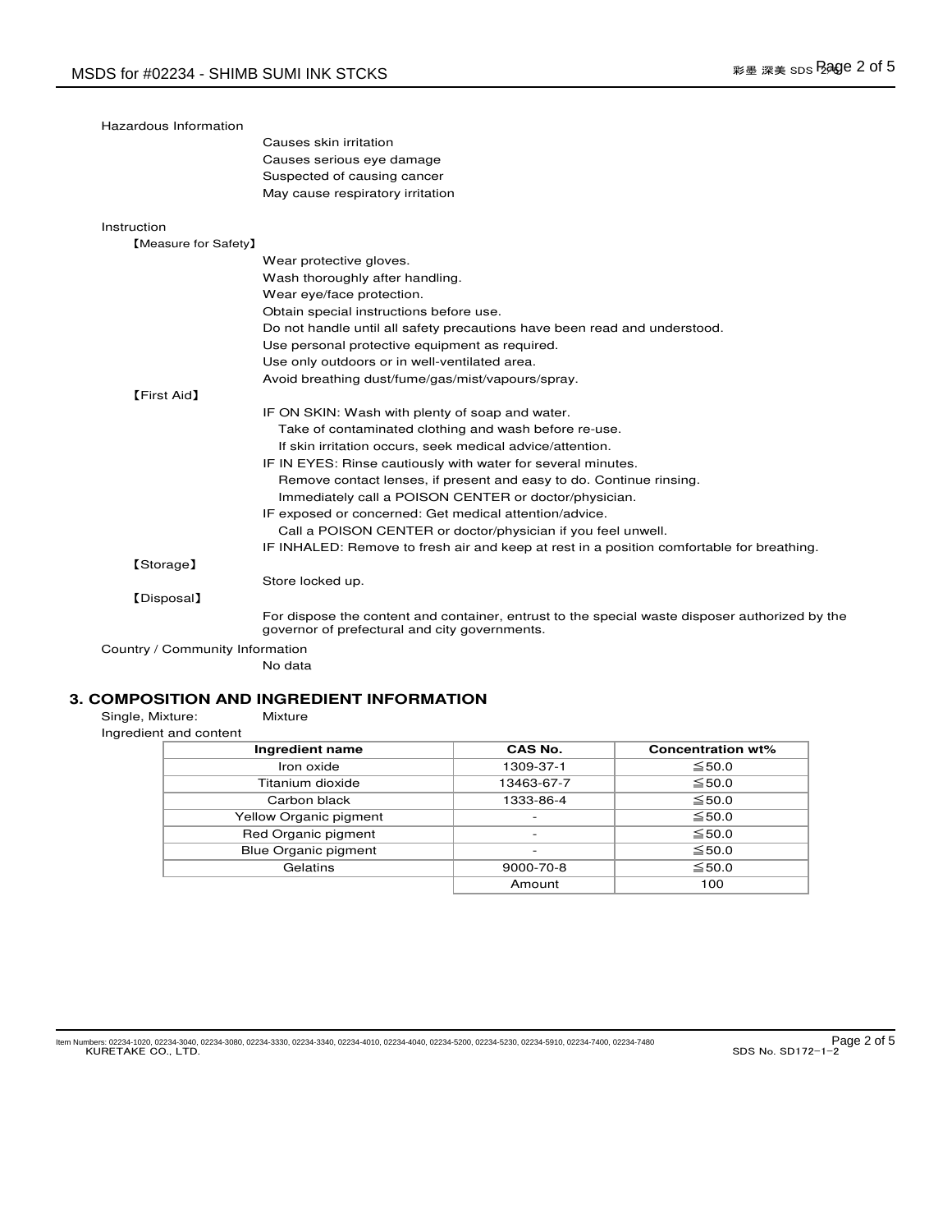Hazardous Information

Causes skin irritation
Causes serious eye damage
Suspected of causing cancer
May cause respiratory irritation

Instruction

【Measure for Safety】

Wear protective gloves.
Wash thoroughly after handling.
Wear eye/face protection.
Obtain special instructions before use.
Do not handle until all safety precautions have been read and understood.
Use personal protective equipment as required.
Use only outdoors or in well-ventilated area.
Avoid breathing dust/fume/gas/mist/vapours/spray.

【First Aid】

IF ON SKIN: Wash with plenty of soap and water.
Take of contaminated clothing and wash before re-use.
If skin irritation occurs, seek medical advice/attention.
IF IN EYES: Rinse cautiously with water for several minutes.
Remove contact lenses, if present and easy to do. Continue rinsing.
Immediately call a POISON CENTER or doctor/physician.
IF exposed or concerned: Get medical attention/advice.
Call a POISON CENTER or doctor/physician if you feel unwell.
IF INHALED: Remove to fresh air and keep at rest in a position comfortable for breathing.

【Storage】

Store locked up.

【Disposal】

For dispose the content and container, entrust to the special waste disposer authorized by the governor of prefectural and city governments.

Country / Community Information

No data

## 3. COMPOSITION AND INGREDIENT INFORMATION

Single, Mixture: Mixture

Ingredient and content

| Ingredient name | CAS No. | Concentration wt% |
|---|---|---|
| Iron oxide | 1309-37-1 | ≦50.0 |
| Titanium dioxide | 13463-67-7 | ≦50.0 |
| Carbon black | 1333-86-4 | ≦50.0 |
| Yellow Organic pigment | - | ≦50.0 |
| Red Organic pigment | - | ≦50.0 |
| Blue Organic pigment | - | ≦50.0 |
| Gelatins | 9000-70-8 | ≦50.0 |
| | Amount | 100 |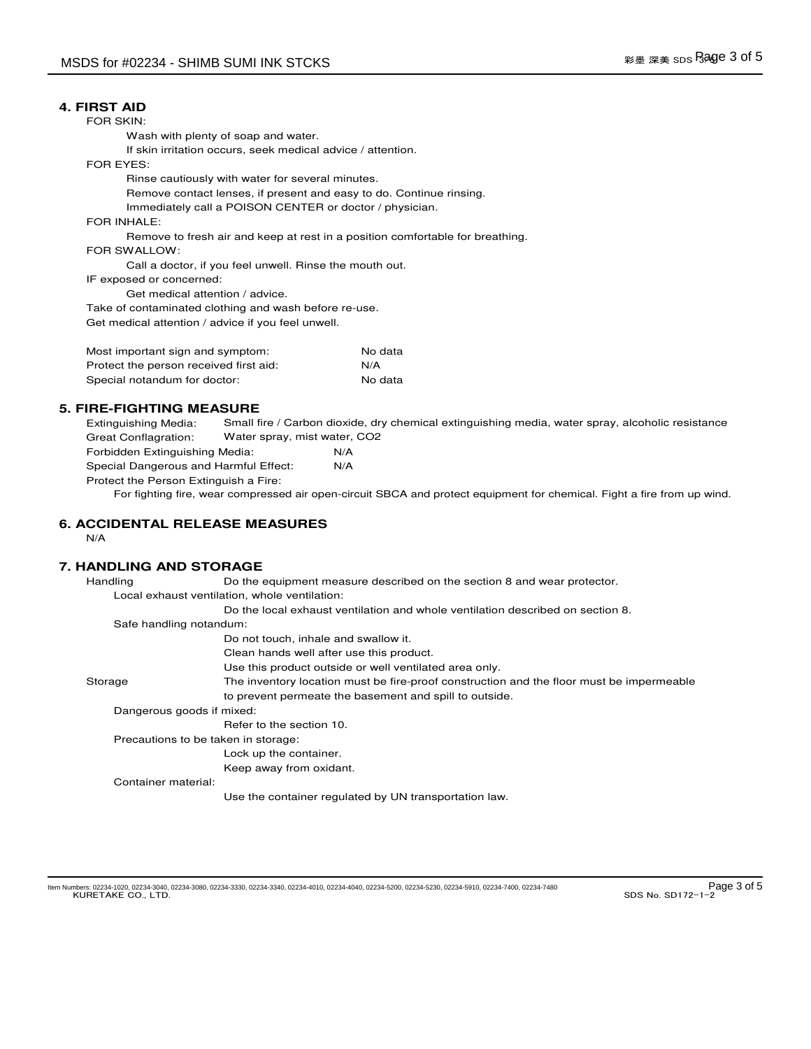## 4. FIRST AID

FOR SKIN:

Wash with plenty of soap and water.
If skin irritation occurs, seek medical advice / attention.

FOR EYES:

Rinse cautiously with water for several minutes.
Remove contact lenses, if present and easy to do. Continue rinsing.
Immediately call a POISON CENTER or doctor / physician.

FOR INHALE:

Remove to fresh air and keep at rest in a position comfortable for breathing.

FOR SWALLOW:

Call a doctor, if you feel unwell. Rinse the mouth out.

IF exposed or concerned:

Get medical attention / advice.

Take of contaminated clothing and wash before re-use.
Get medical attention / advice if you feel unwell.

| | |
|---|---|
| Most important sign and symptom: | No data |
| Protect the person received first aid: | N/A |
| Special notandum for doctor: | No data |

## 5. FIRE-FIGHTING MEASURE

Extinguishing Media: Small fire / Carbon dioxide, dry chemical extinguishing media, water spray, alcoholic resistance
Great Conflagration: Water spray, mist water, $CO_2$
Forbidden Extinguishing Media: N/A
Special Dangerous and Harmful Effect: N/A
Protect the Person Extinguish a Fire:

For fighting fire, wear compressed air open-circuit SBCA and protect equipment for chemical. Fight a fire from up wind.

## 6. ACCIDENTAL RELEASE MEASURES

N/A

## 7. HANDLING AND STORAGE

Handling: Do the equipment measure described on the section 8 and wear protector.

Local exhaust ventilation, whole ventilation:

Do the local exhaust ventilation and whole ventilation described on section 8.

Safe handling notandum:

Do not touch, inhale and swallow it.
Clean hands well after use this product.
Use this product outside or well ventilated area only.

Storage: The inventory location must be fire-proof construction and the floor must be impermeable to prevent permeate the basement and spill to outside.

Dangerous goods if mixed:

Refer to the section 10.

Precautions to be taken in storage:

Lock up the container.
Keep away from oxidant.

Container material:

Use the container regulated by UN transportation law.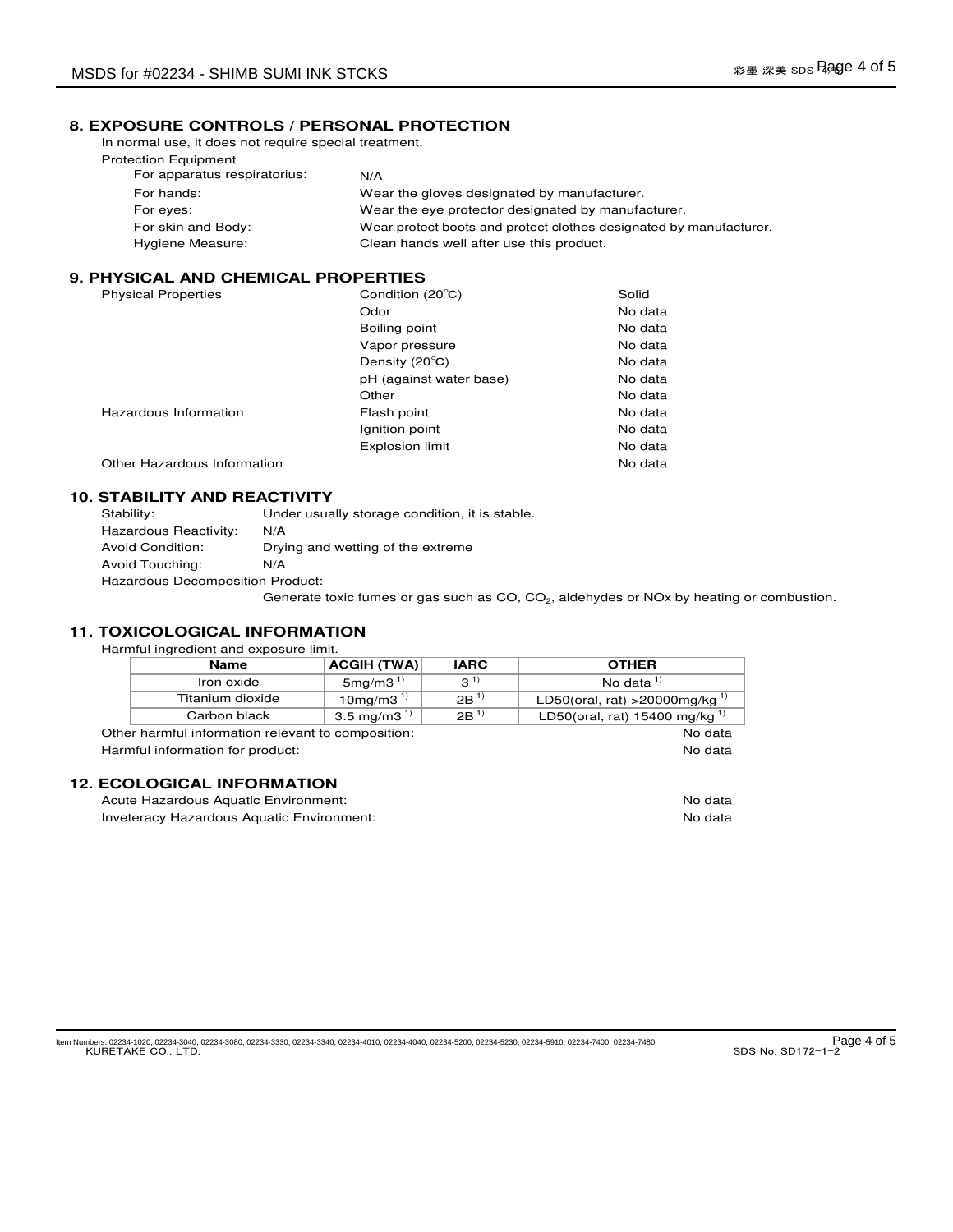## 8. EXPOSURE CONTROLS / PERSONAL PROTECTION

In normal use, it does not require special treatment.

Protection Equipment

| | |
|---|---|
| For apparatus respiratorius: | N/A |
| For hands: | Wear the gloves designated by manufacturer. |
| For eyes: | Wear the eye protector designated by manufacturer. |
| For skin and Body: | Wear protect boots and protect clothes designated by manufacturer. |
| Hygiene Measure: | Clean hands well after use this product. |

## 9. PHYSICAL AND CHEMICAL PROPERTIES

| | | |
|---|---|---|
| Physical Properties | Condition (20℃) | Solid |
| | Odor | No data |
| | Boiling point | No data |
| | Vapor pressure | No data |
| | Density (20℃) | No data |
| | pH (against water base) | No data |
| | Other | No data |
| Hazardous Information | Flash point | No data |
| | Ignition point | No data |
| | Explosion limit | No data |
| Other Hazardous Information | | No data |

## 10. STABILITY AND REACTIVITY

Stability: Under usually storage condition, it is stable.

Hazardous Reactivity: N/A

Avoid Condition: Drying and wetting of the extreme

Avoid Touching: N/A

Hazardous Decomposition Product:

Generate toxic fumes or gas such as CO, $CO_2$, aldehydes or NOx by heating or combustion.

## 11. TOXICOLOGICAL INFORMATION

Harmful ingredient and exposure limit.

| Name | ACGIH (TWA) | IARC | OTHER |
|---|---|---|---|
| Iron oxide | 5mg/m3 [1)] | 3 [1)] | No data [1)] |
| Titanium dioxide | 10mg/m3 [1)] | 2B [1)] | LD50(oral, rat) >20000mg/kg [1)] |
| Carbon black | 3.5 mg/m3 [1)] | 2B [1)] | LD50(oral, rat) 15400 mg/kg [1)] |

Other harmful information relevant to composition: No data

Harmful information for product: No data

## 12. ECOLOGICAL INFORMATION

Acute Hazardous Aquatic Environment: No data

Inveteracy Hazardous Aquatic Environment: No data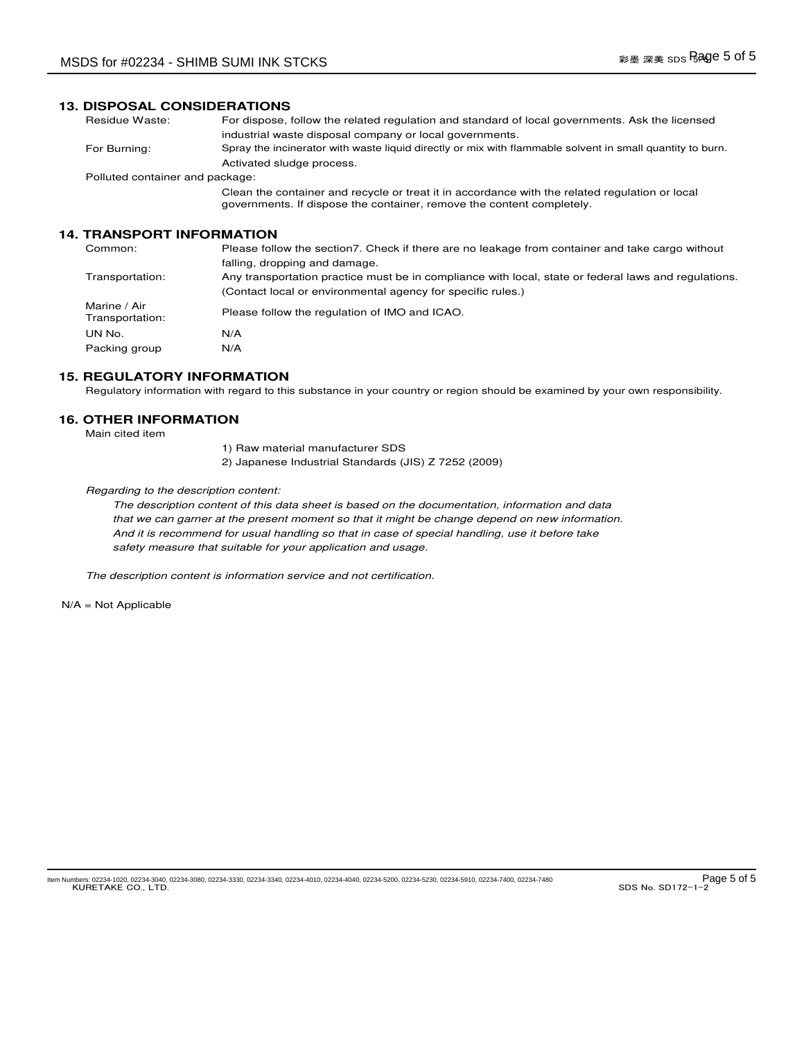## 13. DISPOSAL CONSIDERATIONS

| | |
|---|---|
| Residue Waste: | For dispose, follow the related regulation and standard of local governments. Ask the licensed industrial waste disposal company or local governments. |
| For Burning: | Spray the incinerator with waste liquid directly or mix with flammable solvent in small quantity to burn. Activated sludge process. |
| Polluted container and package: | Clean the container and recycle or treat it in accordance with the related regulation or local governments. If dispose the container, remove the content completely. |

## 14. TRANSPORT INFORMATION

| | |
|---|---|
| Common: | Please follow the section7. Check if there are no leakage from container and take cargo without falling, dropping and damage. |
| Transportation: | Any transportation practice must be in compliance with local, state or federal laws and regulations. (Contact local or environmental agency for specific rules.) |
| Marine / Air Transportation: | Please follow the regulation of IMO and ICAO. |
| UN No. | N/A |
| Packing group | N/A |

## 15. REGULATORY INFORMATION

Regulatory information with regard to this substance in your country or region should be examined by your own responsibility.

## 16. OTHER INFORMATION

Main cited item

1) Raw material manufacturer SDS
2) Japanese Industrial Standards (JIS) Z 7252 (2009)

*Regarding to the description content:*

*The description content of this data sheet is based on the documentation, information and data that we can garner at the present moment so that it might be change depend on new information. And it is recommend for usual handling so that in case of special handling, use it before take safety measure that suitable for your application and usage.*

*The description content is information service and not certification.*

N/A = Not Applicable

Item Numbers: 02234-1020, 02234-3040, 02234-3080, 02234-3330, 02234-3340, 02234-4010, 02234-4040, 02234-5200, 02234-5230, 02234-5910, 02234-7400, 02234-7480

KURETAKE CO., LTD.

SDS No. SD172-1-2